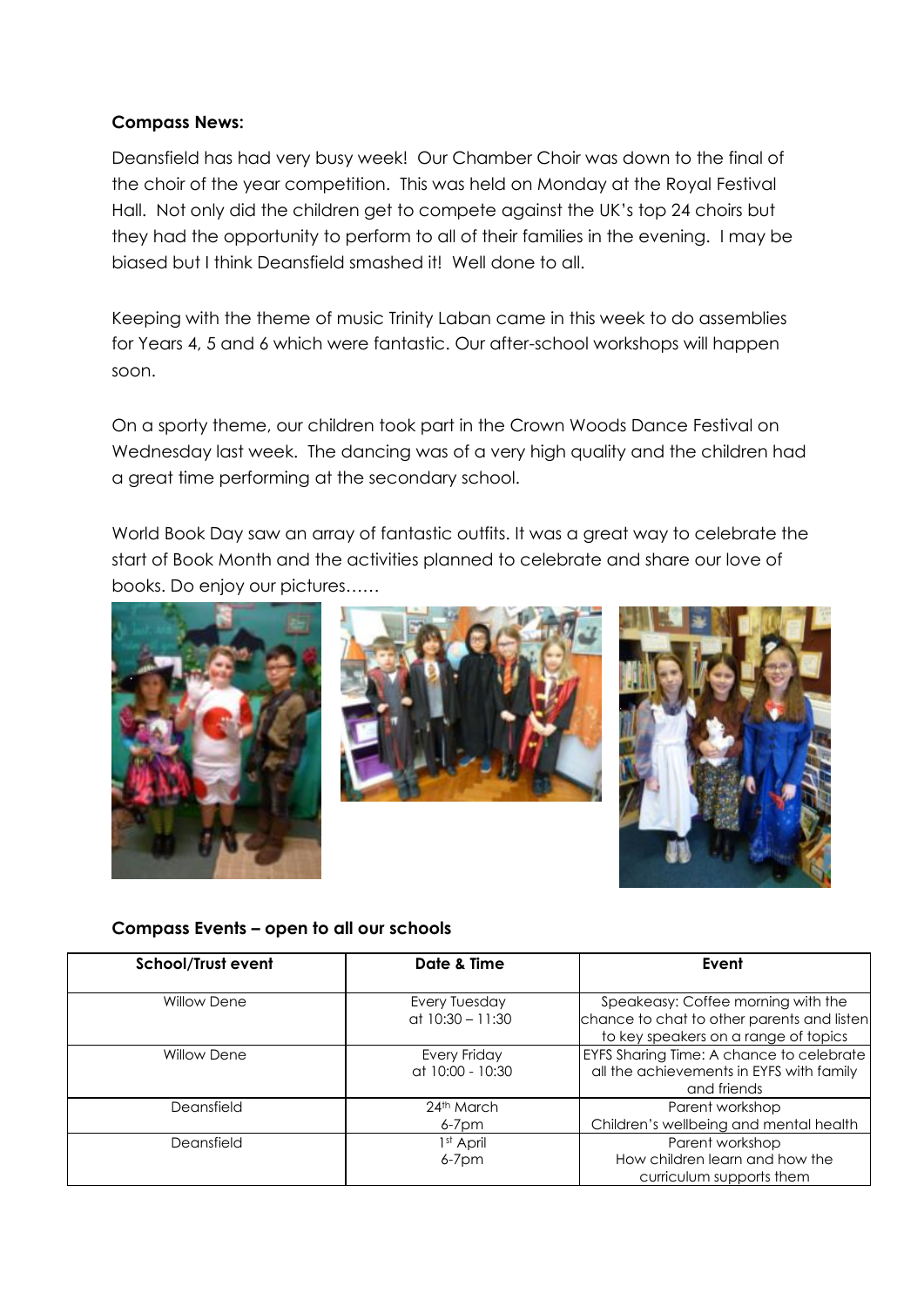**Compass News:**

Deansfield has had very busy week! Our Chamber Choir was down to the final of the choir of the year competition. This was held on Monday at the Royal Festival Hall. Not only did the children get to compete against the UK's top 24 choirs but they had the opportunity to perform to all of their families in the evening. I may be biased but I think Deansfield smashed it! Well done to all.

Keeping with the theme of music Trinity Laban came in this week to do assemblies for Years 4, 5 and 6 which were fantastic. Our after-school workshops will happen soon.

On a sporty theme, our children took part in the Crown Woods Dance Festival on Wednesday last week. The dancing was of a very high quality and the children had a great time performing at the secondary school.

World Book Day saw an array of fantastic outfits. It was a great way to celebrate the start of Book Month and the activities planned to celebrate and share our love of books. Do enjoy our pictures……

**Compass Events – open to all our schools**

| School/Trust event | Date & Time | Event |
|---|---|---|
| Willow Dene | Every Tuesday at 10:30 – 11:30 | Speakeasy: Coffee morning with the chance to chat to other parents and listen to key speakers on a range of topics |
| Willow Dene | Every Friday at 10:00 - 10:30 | EYFS Sharing Time: A chance to celebrate all the achievements in EYFS with family and friends |
| Deansfield | 24th March 6-7pm | Parent workshop Children's wellbeing and mental health |
| Deansfield | 1st April 6-7pm | Parent workshop How children learn and how the curriculum supports them |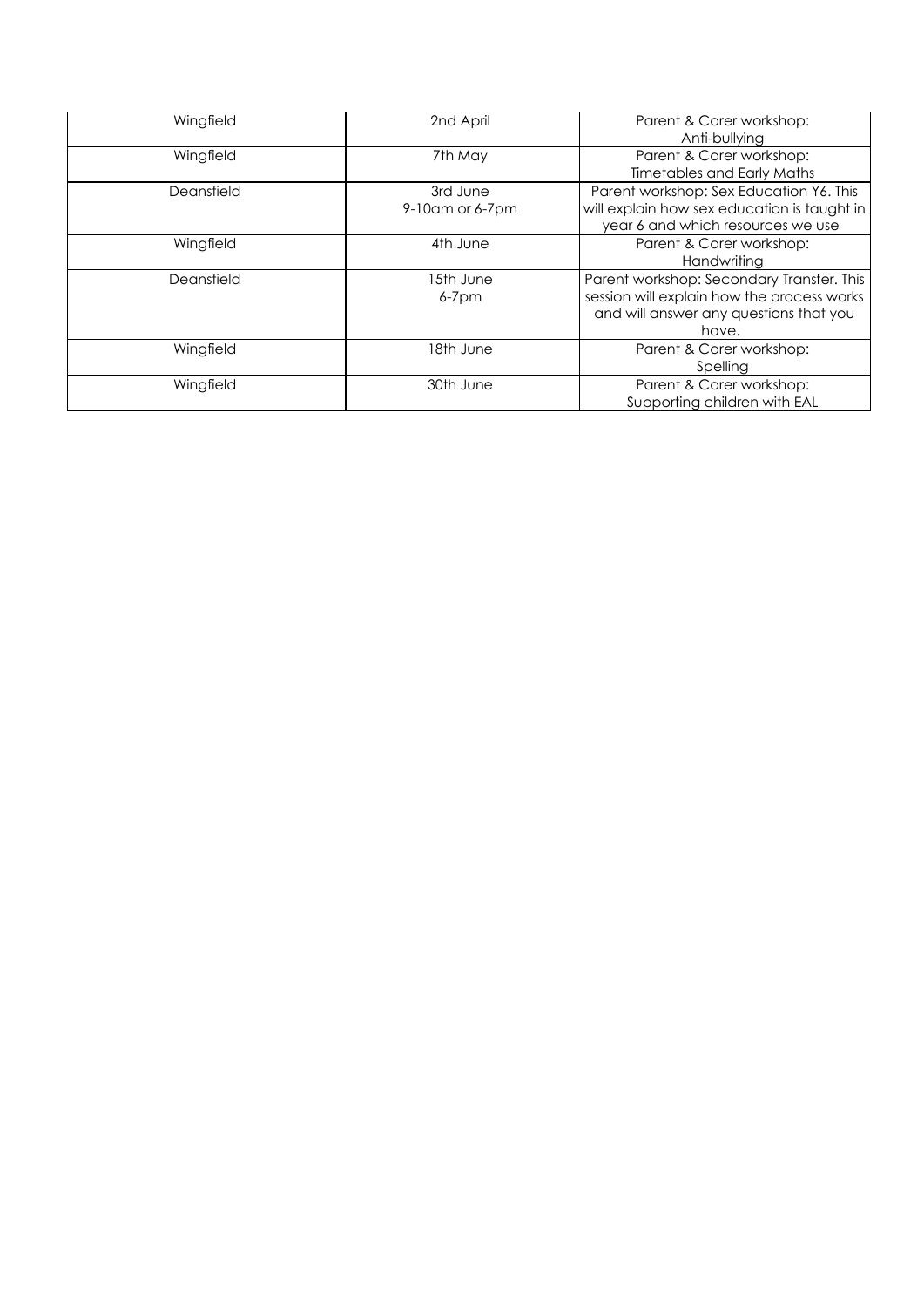| | | |
|---|---|---|
| Wingfield | 2nd April | Parent & Carer workshop: Anti-bullying |
| Wingfield | 7th May | Parent & Carer workshop: Timetables and Early Maths |
| Deansfield | 3rd June<br>9-10am or 6-7pm | Parent workshop: Sex Education Y6. This will explain how sex education is taught in year 6 and which resources we use |
| Wingfield | 4th June | Parent & Carer workshop: Handwriting |
| Deansfield | 15th June<br>6-7pm | Parent workshop: Secondary Transfer. This session will explain how the process works and will answer any questions that you have. |
| Wingfield | 18th June | Parent & Carer workshop: Spelling |
| Wingfield | 30th June | Parent & Carer workshop: Supporting children with EAL |